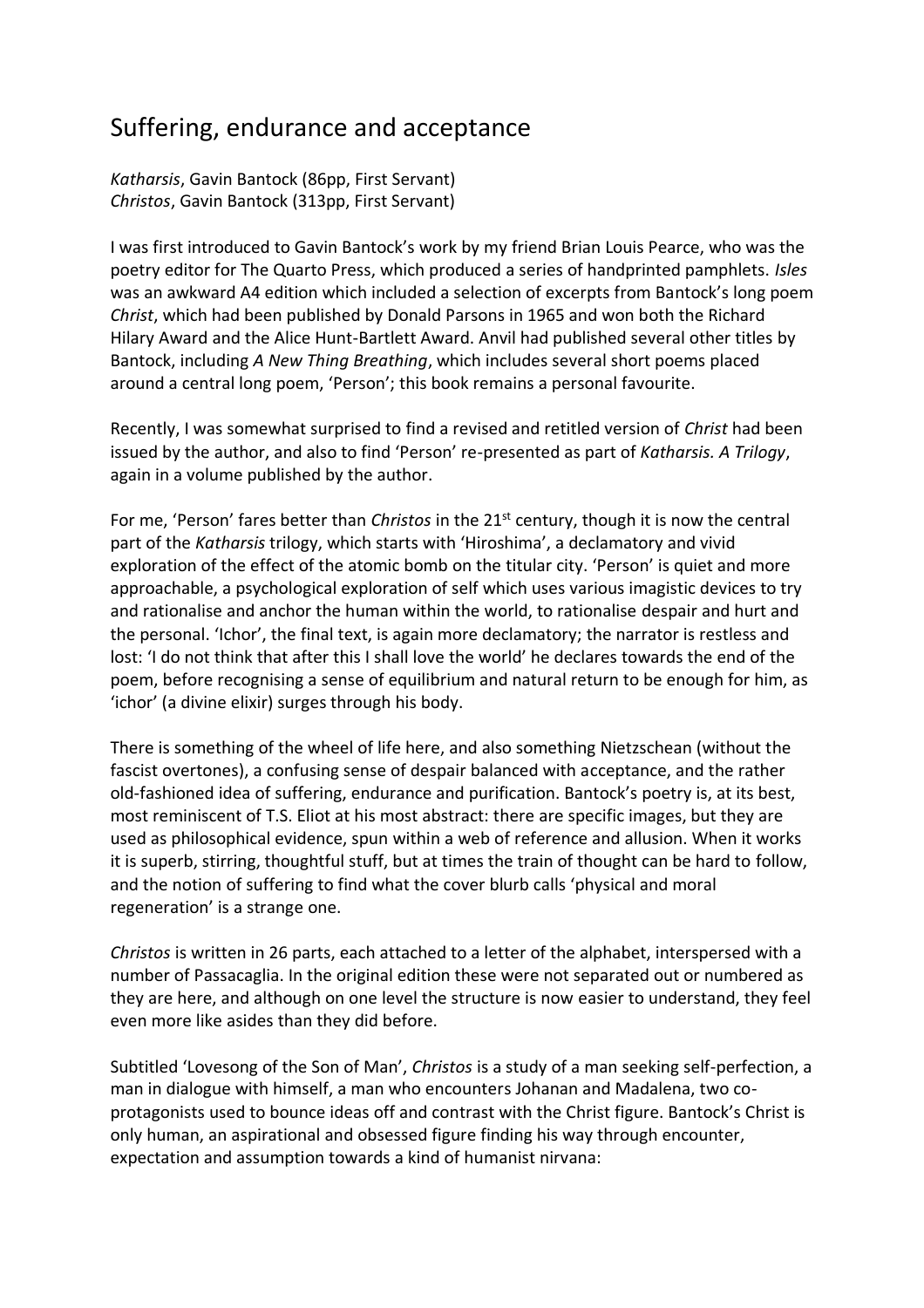# Suffering, endurance and acceptance

*Katharsis*, Gavin Bantock (86pp, First Servant)
*Christos*, Gavin Bantock (313pp, First Servant)

I was first introduced to Gavin Bantock's work by my friend Brian Louis Pearce, who was the poetry editor for The Quarto Press, which produced a series of handprinted pamphlets. *Isles* was an awkward A4 edition which included a selection of excerpts from Bantock's long poem *Christ*, which had been published by Donald Parsons in 1965 and won both the Richard Hilary Award and the Alice Hunt-Bartlett Award. Anvil had published several other titles by Bantock, including *A New Thing Breathing*, which includes several short poems placed around a central long poem, 'Person'; this book remains a personal favourite.

Recently, I was somewhat surprised to find a revised and retitled version of *Christ* had been issued by the author, and also to find 'Person' re-presented as part of *Katharsis. A Trilogy*, again in a volume published by the author.

For me, 'Person' fares better than *Christos* in the 21st century, though it is now the central part of the *Katharsis* trilogy, which starts with 'Hiroshima', a declamatory and vivid exploration of the effect of the atomic bomb on the titular city. 'Person' is quiet and more approachable, a psychological exploration of self which uses various imagistic devices to try and rationalise and anchor the human within the world, to rationalise despair and hurt and the personal. 'Ichor', the final text, is again more declamatory; the narrator is restless and lost: 'I do not think that after this I shall love the world' he declares towards the end of the poem, before recognising a sense of equilibrium and natural return to be enough for him, as 'ichor' (a divine elixir) surges through his body.

There is something of the wheel of life here, and also something Nietzschean (without the fascist overtones), a confusing sense of despair balanced with acceptance, and the rather old-fashioned idea of suffering, endurance and purification. Bantock's poetry is, at its best, most reminiscent of T.S. Eliot at his most abstract: there are specific images, but they are used as philosophical evidence, spun within a web of reference and allusion. When it works it is superb, stirring, thoughtful stuff, but at times the train of thought can be hard to follow, and the notion of suffering to find what the cover blurb calls 'physical and moral regeneration' is a strange one.

*Christos* is written in 26 parts, each attached to a letter of the alphabet, interspersed with a number of Passacaglia. In the original edition these were not separated out or numbered as they are here, and although on one level the structure is now easier to understand, they feel even more like asides than they did before.

Subtitled 'Lovesong of the Son of Man', *Christos* is a study of a man seeking self-perfection, a man in dialogue with himself, a man who encounters Johanan and Madalena, two co-protagonists used to bounce ideas off and contrast with the Christ figure. Bantock's Christ is only human, an aspirational and obsessed figure finding his way through encounter, expectation and assumption towards a kind of humanist nirvana: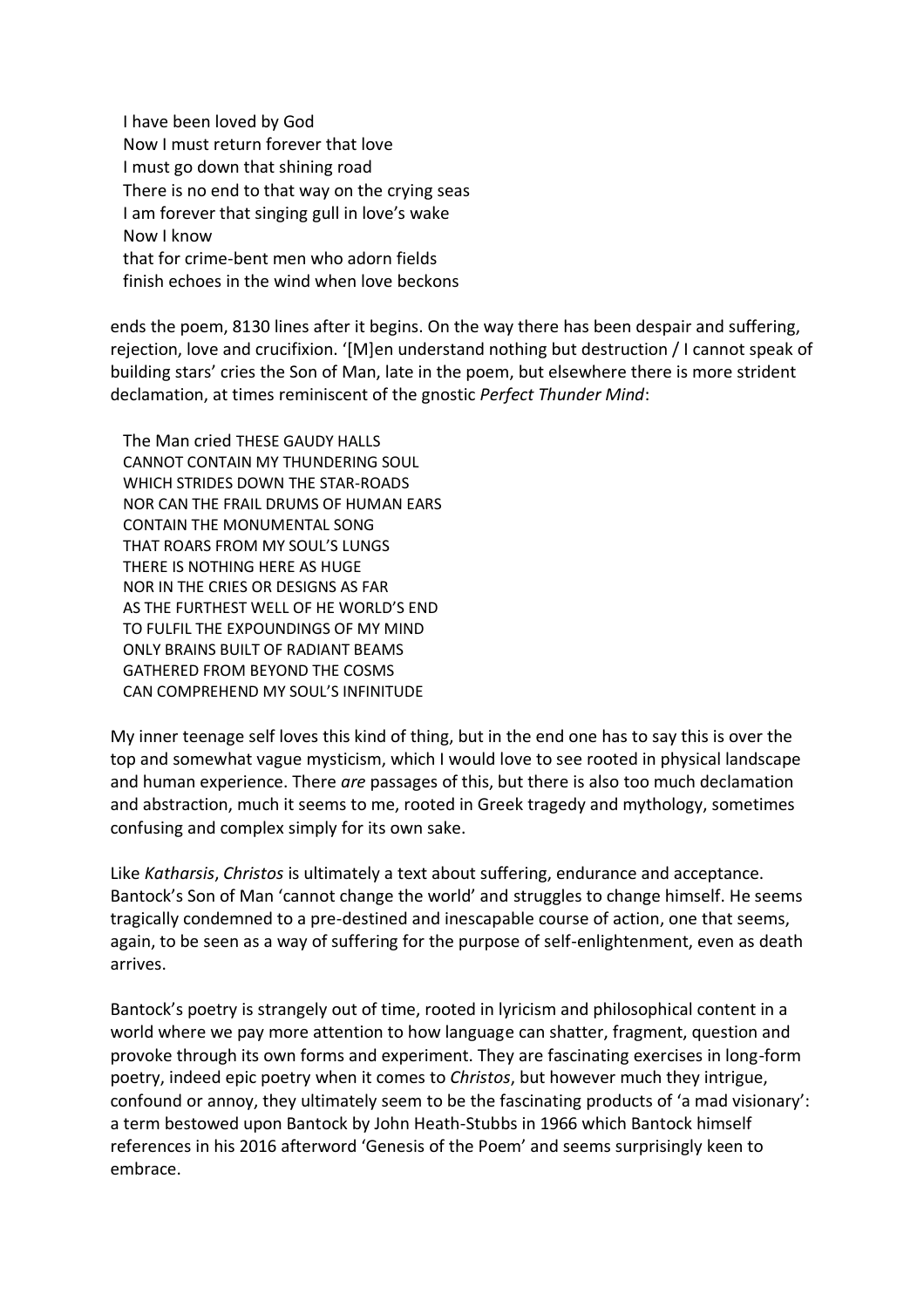I have been loved by God  
Now I must return forever that love  
I must go down that shining road  
There is no end to that way on the crying seas  
I am forever that singing gull in love's wake  
Now I know  
that for crime-bent men who adorn fields  
finish echoes in the wind when love beckons

ends the poem, 8130 lines after it begins. On the way there has been despair and suffering, rejection, love and crucifixion. '[M]en understand nothing but destruction / I cannot speak of building stars' cries the Son of Man, late in the poem, but elsewhere there is more strident declamation, at times reminiscent of the gnostic *Perfect Thunder Mind*:

The Man cried THESE GAUDY HALLS  
CANNOT CONTAIN MY THUNDERING SOUL  
WHICH STRIDES DOWN THE STAR-ROADS  
NOR CAN THE FRAIL DRUMS OF HUMAN EARS  
CONTAIN THE MONUMENTAL SONG  
THAT ROARS FROM MY SOUL'S LUNGS  
THERE IS NOTHING HERE AS HUGE  
NOR IN THE CRIES OR DESIGNS AS FAR  
AS THE FURTHEST WELL OF HE WORLD'S END  
TO FULFIL THE EXPOUNDINGS OF MY MIND  
ONLY BRAINS BUILT OF RADIANT BEAMS  
GATHERED FROM BEYOND THE COSMS  
CAN COMPREHEND MY SOUL'S INFINITUDE

My inner teenage self loves this kind of thing, but in the end one has to say this is over the top and somewhat vague mysticism, which I would love to see rooted in physical landscape and human experience. There *are* passages of this, but there is also too much declamation and abstraction, much it seems to me, rooted in Greek tragedy and mythology, sometimes confusing and complex simply for its own sake.

Like *Katharsis*, *Christos* is ultimately a text about suffering, endurance and acceptance. Bantock's Son of Man 'cannot change the world' and struggles to change himself. He seems tragically condemned to a pre-destined and inescapable course of action, one that seems, again, to be seen as a way of suffering for the purpose of self-enlightenment, even as death arrives.

Bantock's poetry is strangely out of time, rooted in lyricism and philosophical content in a world where we pay more attention to how language can shatter, fragment, question and provoke through its own forms and experiment. They are fascinating exercises in long-form poetry, indeed epic poetry when it comes to *Christos*, but however much they intrigue, confound or annoy, they ultimately seem to be the fascinating products of 'a mad visionary': a term bestowed upon Bantock by John Heath-Stubbs in 1966 which Bantock himself references in his 2016 afterword 'Genesis of the Poem' and seems surprisingly keen to embrace.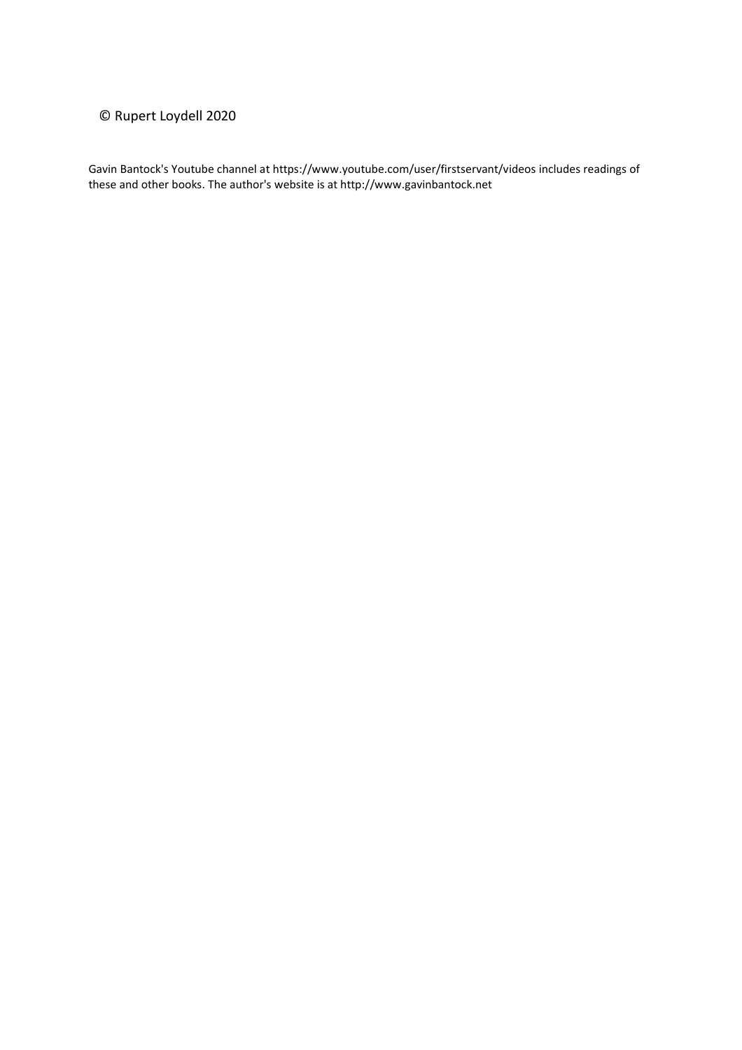© Rupert Loydell 2020

Gavin Bantock's Youtube channel at https://www.youtube.com/user/firstservant/videos includes readings of these and other books. The author's website is at http://www.gavinbantock.net